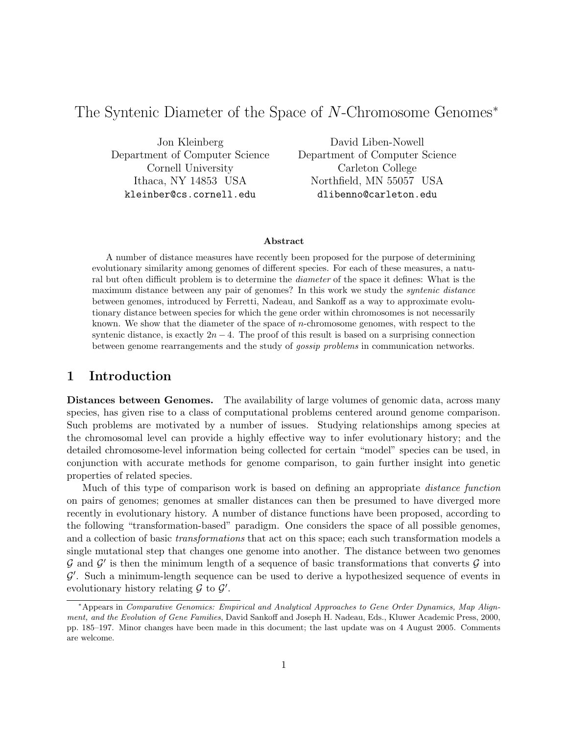# The Syntenic Diameter of the Space of $N$-Chromosome Genomes*

Jon Kleinberg
Department of Computer Science
Cornell University
Ithaca, NY 14853 USA
`kleinber@cs.cornell.edu`

David Liben-Nowell
Department of Computer Science
Carleton College
Northfield, MN 55057 USA
`dlibenno@carleton.edu`

### Abstract

A number of distance measures have recently been proposed for the purpose of determining evolutionary similarity among genomes of different species. For each of these measures, a natural but often difficult problem is to determine the *diameter* of the space it defines: What is the maximum distance between any pair of genomes? In this work we study the *syntenic distance* between genomes, introduced by Ferretti, Nadeau, and Sankoff as a way to approximate evolutionary distance between species for which the gene order within chromosomes is not necessarily known. We show that the diameter of the space of $n$-chromosome genomes, with respect to the syntenic distance, is exactly $2n - 4$. The proof of this result is based on a surprising connection between genome rearrangements and the study of *gossip problems* in communication networks.

## 1 Introduction

**Distances between Genomes.** The availability of large volumes of genomic data, across many species, has given rise to a class of computational problems centered around genome comparison. Such problems are motivated by a number of issues. Studying relationships among species at the chromosomal level can provide a highly effective way to infer evolutionary history; and the detailed chromosome-level information being collected for certain "model" species can be used, in conjunction with accurate methods for genome comparison, to gain further insight into genetic properties of related species.

Much of this type of comparison work is based on defining an appropriate *distance function* on pairs of genomes; genomes at smaller distances can then be presumed to have diverged more recently in evolutionary history. A number of distance functions have been proposed, according to the following "transformation-based" paradigm. One considers the space of all possible genomes, and a collection of basic *transformations* that act on this space; each such transformation models a single mutational step that changes one genome into another. The distance between two genomes $\mathcal{G}$ and $\mathcal{G}'$ is then the minimum length of a sequence of basic transformations that converts $\mathcal{G}$ into $\mathcal{G}'$. Such a minimum-length sequence can be used to derive a hypothesized sequence of events in evolutionary history relating $\mathcal{G}$ to $\mathcal{G}'$.

*Appears in *Comparative Genomics: Empirical and Analytical Approaches to Gene Order Dynamics, Map Alignment, and the Evolution of Gene Families*, David Sankoff and Joseph H. Nadeau, Eds., Kluwer Academic Press, 2000, pp. 185–197. Minor changes have been made in this document; the last update was on 4 August 2005. Comments are welcome.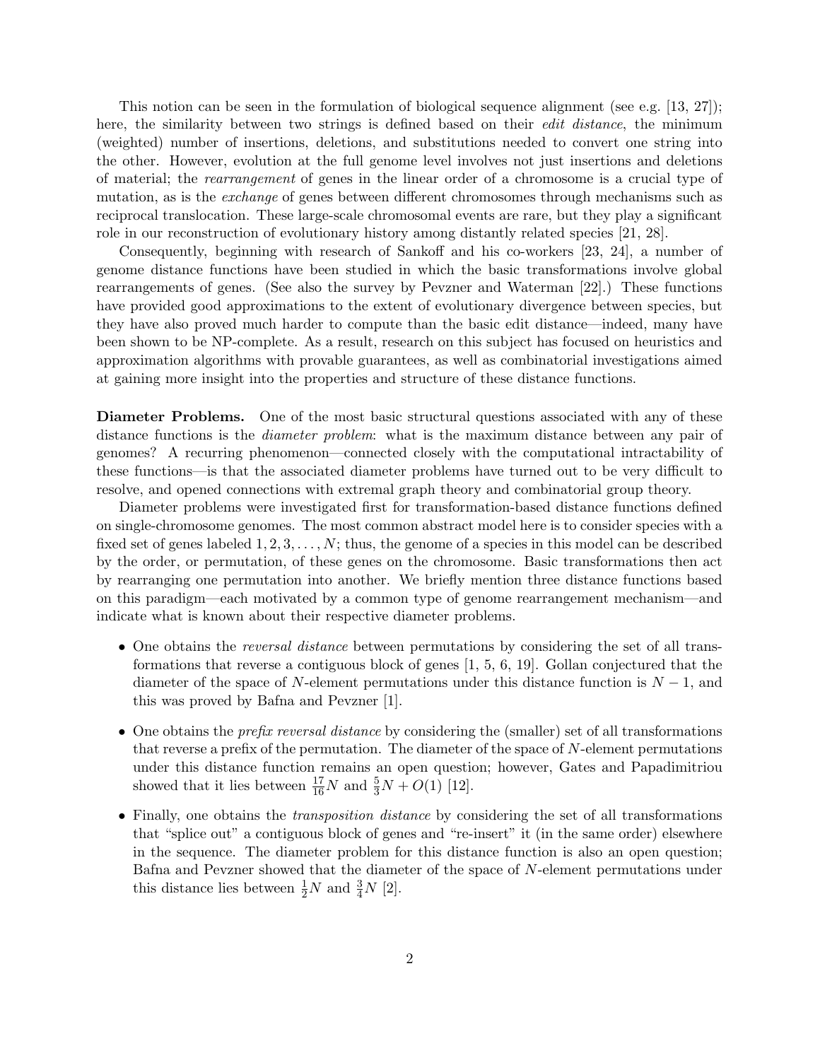This notion can be seen in the formulation of biological sequence alignment (see e.g. [13, 27]); here, the similarity between two strings is defined based on their *edit distance*, the minimum (weighted) number of insertions, deletions, and substitutions needed to convert one string into the other. However, evolution at the full genome level involves not just insertions and deletions of material; the *rearrangement* of genes in the linear order of a chromosome is a crucial type of mutation, as is the *exchange* of genes between different chromosomes through mechanisms such as reciprocal translocation. These large-scale chromosomal events are rare, but they play a significant role in our reconstruction of evolutionary history among distantly related species [21, 28].

Consequently, beginning with research of Sankoff and his co-workers [23, 24], a number of genome distance functions have been studied in which the basic transformations involve global rearrangements of genes. (See also the survey by Pevzner and Waterman [22].) These functions have provided good approximations to the extent of evolutionary divergence between species, but they have also proved much harder to compute than the basic edit distance—indeed, many have been shown to be NP-complete. As a result, research on this subject has focused on heuristics and approximation algorithms with provable guarantees, as well as combinatorial investigations aimed at gaining more insight into the properties and structure of these distance functions.

**Diameter Problems.** One of the most basic structural questions associated with any of these distance functions is the *diameter problem*: what is the maximum distance between any pair of genomes? A recurring phenomenon—connected closely with the computational intractability of these functions—is that the associated diameter problems have turned out to be very difficult to resolve, and opened connections with extremal graph theory and combinatorial group theory.

Diameter problems were investigated first for transformation-based distance functions defined on single-chromosome genomes. The most common abstract model here is to consider species with a fixed set of genes labeled $1, 2, 3, \ldots, N$; thus, the genome of a species in this model can be described by the order, or permutation, of these genes on the chromosome. Basic transformations then act by rearranging one permutation into another. We briefly mention three distance functions based on this paradigm—each motivated by a common type of genome rearrangement mechanism—and indicate what is known about their respective diameter problems.

- One obtains the *reversal distance* between permutations by considering the set of all transformations that reverse a contiguous block of genes [1, 5, 6, 19]. Gollan conjectured that the diameter of the space of $N$-element permutations under this distance function is $N - 1$, and this was proved by Bafna and Pevzner [1].
- One obtains the *prefix reversal distance* by considering the (smaller) set of all transformations that reverse a prefix of the permutation. The diameter of the space of $N$-element permutations under this distance function remains an open question; however, Gates and Papadimitriou showed that it lies between $\frac{17}{16}N$ and $\frac{5}{3}N + O(1)$ [12].
- Finally, one obtains the *transposition distance* by considering the set of all transformations that "splice out" a contiguous block of genes and "re-insert" it (in the same order) elsewhere in the sequence. The diameter problem for this distance function is also an open question; Bafna and Pevzner showed that the diameter of the space of $N$-element permutations under this distance lies between $\frac{1}{2}N$ and $\frac{3}{4}N$ [2].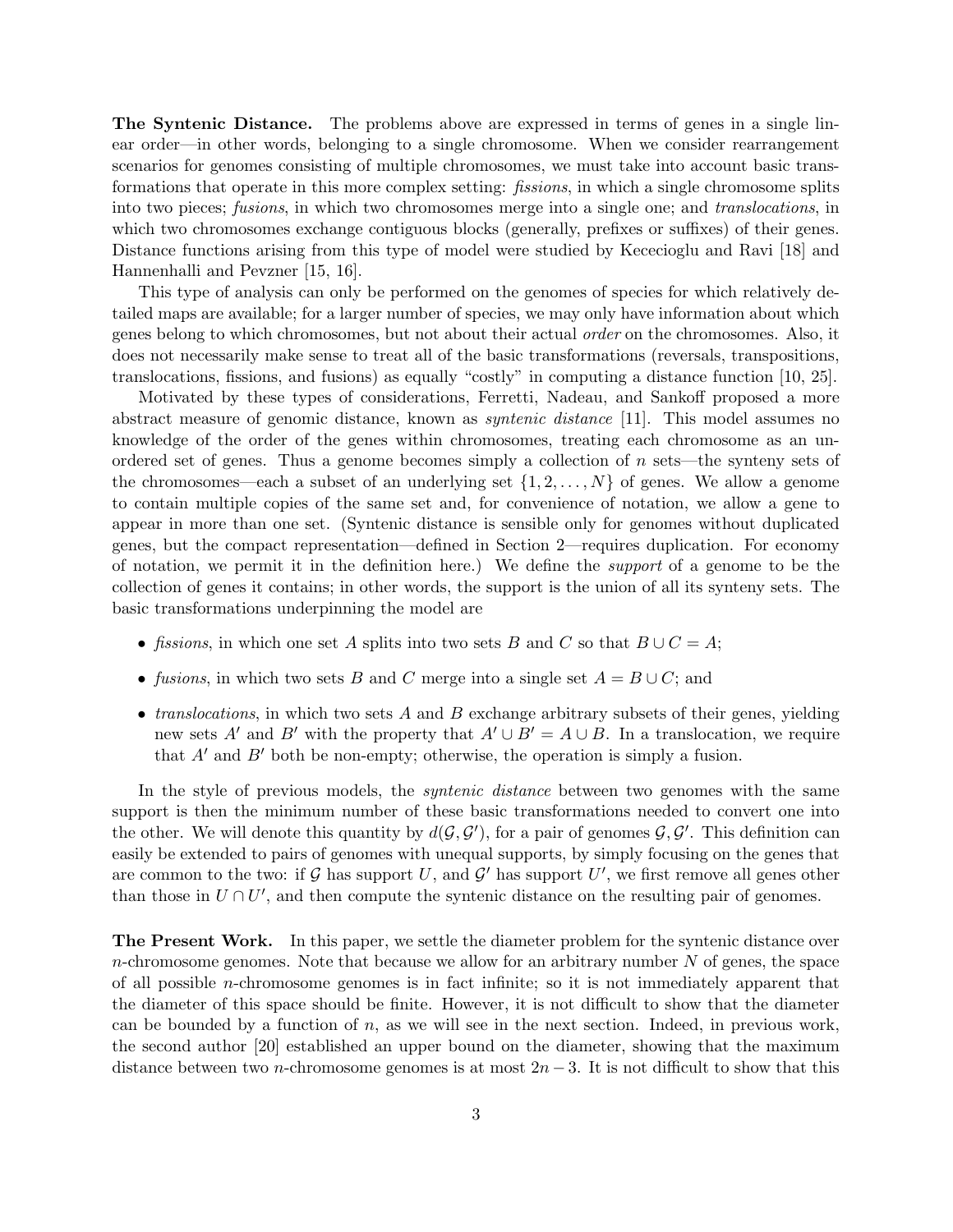**The Syntenic Distance.** The problems above are expressed in terms of genes in a single linear order—in other words, belonging to a single chromosome. When we consider rearrangement scenarios for genomes consisting of multiple chromosomes, we must take into account basic transformations that operate in this more complex setting: *fissions*, in which a single chromosome splits into two pieces; *fusions*, in which two chromosomes merge into a single one; and *translocations*, in which two chromosomes exchange contiguous blocks (generally, prefixes or suffixes) of their genes. Distance functions arising from this type of model were studied by Kececioglu and Ravi [18] and Hannenhalli and Pevzner [15, 16].

This type of analysis can only be performed on the genomes of species for which relatively detailed maps are available; for a larger number of species, we may only have information about which genes belong to which chromosomes, but not about their actual *order* on the chromosomes. Also, it does not necessarily make sense to treat all of the basic transformations (reversals, transpositions, translocations, fissions, and fusions) as equally "costly" in computing a distance function [10, 25].

Motivated by these types of considerations, Ferretti, Nadeau, and Sankoff proposed a more abstract measure of genomic distance, known as *syntenic distance* [11]. This model assumes no knowledge of the order of the genes within chromosomes, treating each chromosome as an unordered set of genes. Thus a genome becomes simply a collection of $n$ sets—the synteny sets of the chromosomes—each a subset of an underlying set $\{1, 2, \ldots, N\}$ of genes. We allow a genome to contain multiple copies of the same set and, for convenience of notation, we allow a gene to appear in more than one set. (Syntenic distance is sensible only for genomes without duplicated genes, but the compact representation—defined in Section 2—requires duplication. For economy of notation, we permit it in the definition here.) We define the *support* of a genome to be the collection of genes it contains; in other words, the support is the union of all its synteny sets. The basic transformations underpinning the model are

- *fissions*, in which one set $A$ splits into two sets $B$ and $C$ so that $B \cup C = A$;
- *fusions*, in which two sets $B$ and $C$ merge into a single set $A = B \cup C$; and
- *translocations*, in which two sets $A$ and $B$ exchange arbitrary subsets of their genes, yielding new sets $A'$ and $B'$ with the property that $A' \cup B' = A \cup B$. In a translocation, we require that $A'$ and $B'$ both be non-empty; otherwise, the operation is simply a fusion.

In the style of previous models, the *syntenic distance* between two genomes with the same support is then the minimum number of these basic transformations needed to convert one into the other. We will denote this quantity by $d(\mathcal{G}, \mathcal{G}')$, for a pair of genomes $\mathcal{G}, \mathcal{G}'$. This definition can easily be extended to pairs of genomes with unequal supports, by simply focusing on the genes that are common to the two: if $\mathcal{G}$ has support $U$, and $\mathcal{G}'$ has support $U'$, we first remove all genes other than those in $U \cap U'$, and then compute the syntenic distance on the resulting pair of genomes.

**The Present Work.** In this paper, we settle the diameter problem for the syntenic distance over $n$-chromosome genomes. Note that because we allow for an arbitrary number $N$ of genes, the space of all possible $n$-chromosome genomes is in fact infinite; so it is not immediately apparent that the diameter of this space should be finite. However, it is not difficult to show that the diameter can be bounded by a function of $n$, as we will see in the next section. Indeed, in previous work, the second author [20] established an upper bound on the diameter, showing that the maximum distance between two $n$-chromosome genomes is at most $2n - 3$. It is not difficult to show that this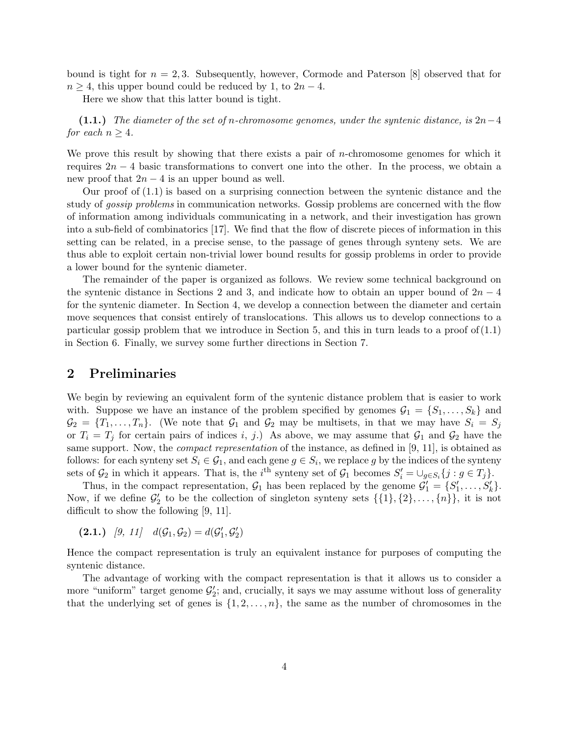bound is tight for $n = 2, 3$. Subsequently, however, Cormode and Paterson [8] observed that for $n \geq 4$, this upper bound could be reduced by 1, to $2n - 4$.

Here we show that this latter bound is tight.

**(1.1.)** *The diameter of the set of $n$-chromosome genomes, under the syntenic distance, is $2n-4$ for each $n \geq 4$.*

We prove this result by showing that there exists a pair of $n$-chromosome genomes for which it requires $2n - 4$ basic transformations to convert one into the other. In the process, we obtain a new proof that $2n - 4$ is an upper bound as well.

Our proof of (1.1) is based on a surprising connection between the syntenic distance and the study of *gossip problems* in communication networks. Gossip problems are concerned with the flow of information among individuals communicating in a network, and their investigation has grown into a sub-field of combinatorics [17]. We find that the flow of discrete pieces of information in this setting can be related, in a precise sense, to the passage of genes through synteny sets. We are thus able to exploit certain non-trivial lower bound results for gossip problems in order to provide a lower bound for the syntenic diameter.

The remainder of the paper is organized as follows. We review some technical background on the syntenic distance in Sections 2 and 3, and indicate how to obtain an upper bound of $2n - 4$ for the syntenic diameter. In Section 4, we develop a connection between the diameter and certain move sequences that consist entirely of translocations. This allows us to develop connections to a particular gossip problem that we introduce in Section 5, and this in turn leads to a proof of (1.1) in Section 6. Finally, we survey some further directions in Section 7.

## 2 Preliminaries

We begin by reviewing an equivalent form of the syntenic distance problem that is easier to work with. Suppose we have an instance of the problem specified by genomes $\mathcal{G}_1 = \{S_1, \ldots, S_k\}$ and $\mathcal{G}_2 = \{T_1, \ldots, T_n\}$. (We note that $\mathcal{G}_1$ and $\mathcal{G}_2$ may be multisets, in that we may have $S_i = S_j$ or $T_i = T_j$ for certain pairs of indices $i$, $j$.) As above, we may assume that $\mathcal{G}_1$ and $\mathcal{G}_2$ have the same support. Now, the *compact representation* of the instance, as defined in [9, 11], is obtained as follows: for each synteny set $S_i \in \mathcal{G}_1$, and each gene $g \in S_i$, we replace $g$ by the indices of the synteny sets of $\mathcal{G}_2$ in which it appears. That is, the $i^{\text{th}}$ synteny set of $\mathcal{G}_1$ becomes $S'_i = \cup_{g \in S_i} \{j : g \in T_j\}$.

Thus, in the compact representation, $\mathcal{G}_1$ has been replaced by the genome $\mathcal{G}'_1 = \{S'_1, \ldots, S'_k\}$. Now, if we define $\mathcal{G}'_2$ to be the collection of singleton synteny sets $\{\{1\}, \{2\}, \ldots, \{n\}\}$, it is not difficult to show the following [9, 11].

**(2.1.)** *[9, 11]* $d(\mathcal{G}_1, \mathcal{G}_2) = d(\mathcal{G}'_1, \mathcal{G}'_2)$

Hence the compact representation is truly an equivalent instance for purposes of computing the syntenic distance.

The advantage of working with the compact representation is that it allows us to consider a more "uniform" target genome $\mathcal{G}'_2$; and, crucially, it says we may assume without loss of generality that the underlying set of genes is $\{1, 2, \ldots, n\}$, the same as the number of chromosomes in the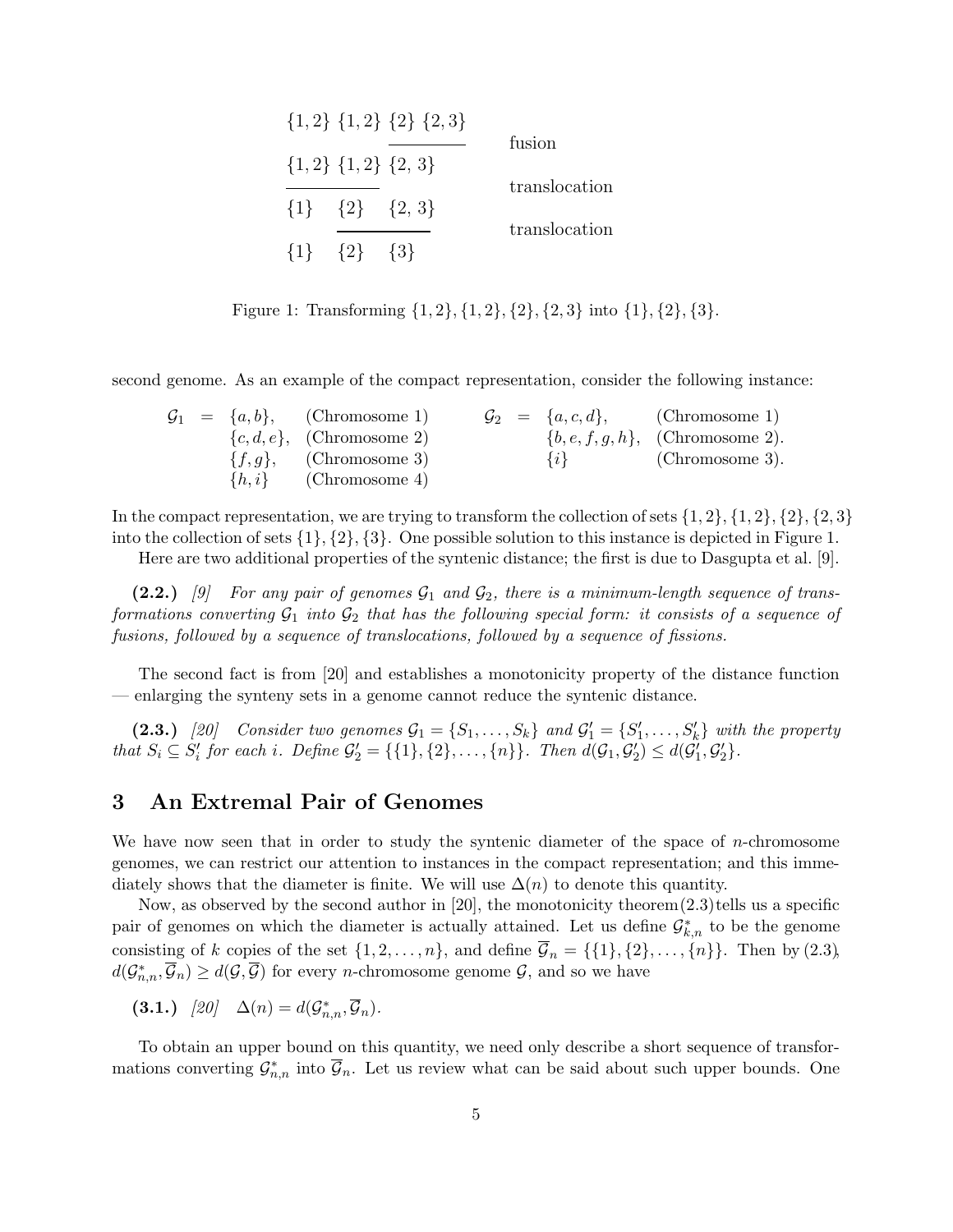$$
\begin{array}{llll}
\{1,2\} & \{1,2\} & \{2\} & \{2,3\} \\
\{1,2\} & \{1,2\} & \{2,3\} & \\
\{1\} & \{2\} & \{2,3\} & \\
\{1\} & \{2\} & \{3\} &
\end{array}
$$

fusion

translocation

translocation

Figure 1: Transforming $\{1, 2\}, \{1, 2\}, \{2\}, \{2, 3\}$ into $\{1\}, \{2\}, \{3\}$.

second genome. As an example of the compact representation, consider the following instance:

$$
\begin{array}{lllll}
\mathcal{G}_1 & = & \{a, b\}, & \text{(Chromosome 1)} \\
& & \{c, d, e\}, & \text{(Chromosome 2)} \\
& & \{f, g\}, & \text{(Chromosome 3)} \\
& & \{h, i\} & \text{(Chromosome 4)}
\end{array}
\qquad
\begin{array}{lllll}
\mathcal{G}_2 & = & \{a, c, d\}, & \text{(Chromosome 1)} \\
& & \{b, e, f, g, h\}, & \text{(Chromosome 2).} \\
& & \{i\} & \text{(Chromosome 3).}
\end{array}
$$

In the compact representation, we are trying to transform the collection of sets $\{1, 2\}, \{1, 2\}, \{2\}, \{2, 3\}$ into the collection of sets $\{1\}, \{2\}, \{3\}$. One possible solution to this instance is depicted in Figure 1.

Here are two additional properties of the syntenic distance; the first is due to Dasgupta et al. [9].

**(2.2.)** *[9] For any pair of genomes $\mathcal{G}_1$ and $\mathcal{G}_2$, there is a minimum-length sequence of transformations converting $\mathcal{G}_1$ into $\mathcal{G}_2$ that has the following special form: it consists of a sequence of fusions, followed by a sequence of translocations, followed by a sequence of fissions.*

The second fact is from [20] and establishes a monotonicity property of the distance function — enlarging the synteny sets in a genome cannot reduce the syntenic distance.

**(2.3.)** *[20] Consider two genomes $\mathcal{G}_1 = \{S_1, \ldots, S_k\}$ and $\mathcal{G}'_1 = \{S'_1, \ldots, S'_k\}$ with the property that $S_i \subseteq S'_i$ for each $i$. Define $\mathcal{G}'_2 = \{\{1\}, \{2\}, \ldots, \{n\}\}$. Then $d(\mathcal{G}_1, \mathcal{G}'_2) \leq d(\mathcal{G}'_1, \mathcal{G}'_2)$.*

## 3 An Extremal Pair of Genomes

We have now seen that in order to study the syntenic diameter of the space of $n$-chromosome genomes, we can restrict our attention to instances in the compact representation; and this immediately shows that the diameter is finite. We will use $\Delta(n)$ to denote this quantity.

Now, as observed by the second author in [20], the monotonicity theorem(2.3)tells us a specific pair of genomes on which the diameter is actually attained. Let us define $\mathcal{G}^*_{k,n}$ to be the genome consisting of $k$ copies of the set $\{1, 2, \ldots, n\}$, and define $\overline{\mathcal{G}}_n = \{\{1\}, \{2\}, \ldots, \{n\}\}$. Then by (2.3), $d(\mathcal{G}^*_{n,n}, \overline{\mathcal{G}}_n) \geq d(\mathcal{G}, \overline{\mathcal{G}})$ for every $n$-chromosome genome $\mathcal{G}$, and so we have

**(3.1.)** *[20]* $\Delta(n) = d(\mathcal{G}^*_{n,n}, \overline{\mathcal{G}}_n)$.

To obtain an upper bound on this quantity, we need only describe a short sequence of transformations converting $\mathcal{G}^*_{n,n}$ into $\overline{\mathcal{G}}_n$. Let us review what can be said about such upper bounds. One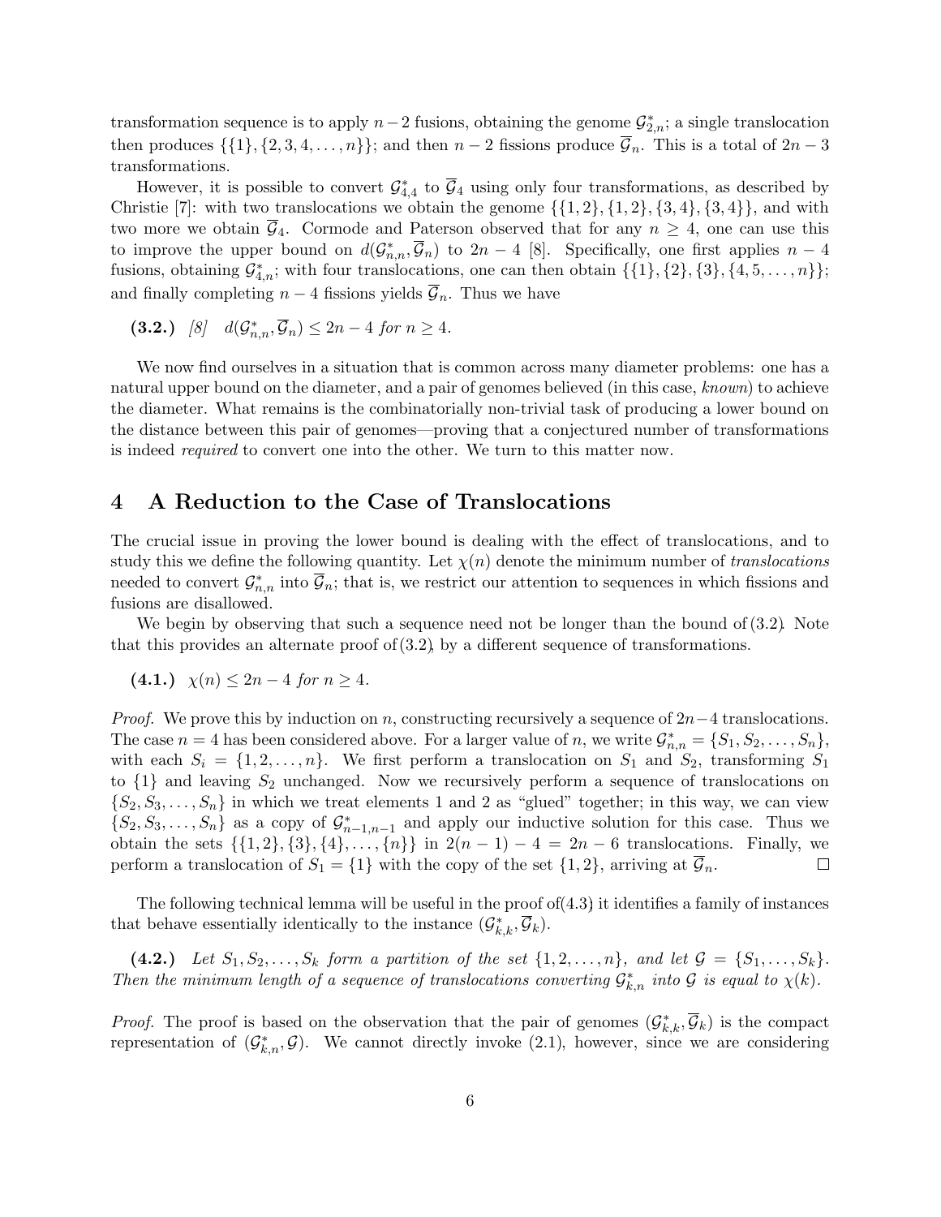transformation sequence is to apply $n-2$ fusions, obtaining the genome $\mathcal{G}^*_{2,n}$; a single translocation then produces $\{\{1\},\{2,3,4,\ldots,n\}\}$; and then $n-2$ fissions produce $\overline{\mathcal{G}}_n$. This is a total of $2n-3$ transformations.

However, it is possible to convert $\mathcal{G}^*_{4,4}$ to $\overline{\mathcal{G}}_4$ using only four transformations, as described by Christie [7]: with two translocations we obtain the genome $\{\{1,2\},\{1,2\},\{3,4\},\{3,4\}\}$, and with two more we obtain $\overline{\mathcal{G}}_4$. Cormode and Paterson observed that for any $n \geq 4$, one can use this to improve the upper bound on $d(\mathcal{G}^*_{n,n},\overline{\mathcal{G}}_n)$ to $2n-4$ [8]. Specifically, one first applies $n-4$ fusions, obtaining $\mathcal{G}^*_{4,n}$; with four translocations, one can then obtain $\{\{1\},\{2\},\{3\},\{4,5,\ldots,n\}\}$; and finally completing $n-4$ fissions yields $\overline{\mathcal{G}}_n$. Thus we have

**(3.2.)** *[8]* $d(\mathcal{G}^*_{n,n},\overline{\mathcal{G}}_n) \leq 2n-4$ *for* $n \geq 4$.

We now find ourselves in a situation that is common across many diameter problems: one has a natural upper bound on the diameter, and a pair of genomes believed (in this case, *known*) to achieve the diameter. What remains is the combinatorially non-trivial task of producing a lower bound on the distance between this pair of genomes—proving that a conjectured number of transformations is indeed *required* to convert one into the other. We turn to this matter now.

## 4 A Reduction to the Case of Translocations

The crucial issue in proving the lower bound is dealing with the effect of translocations, and to study this we define the following quantity. Let $\chi(n)$ denote the minimum number of *translocations* needed to convert $\mathcal{G}^*_{n,n}$ into $\overline{\mathcal{G}}_n$; that is, we restrict our attention to sequences in which fissions and fusions are disallowed.

We begin by observing that such a sequence need not be longer than the bound of (3.2). Note that this provides an alternate proof of (3.2), by a different sequence of transformations.

**(4.1.)** $\chi(n) \leq 2n-4$ *for* $n \geq 4$.

*Proof.* We prove this by induction on $n$, constructing recursively a sequence of $2n-4$ translocations. The case $n=4$ has been considered above. For a larger value of $n$, we write $\mathcal{G}^*_{n,n} = \{S_1, S_2, \ldots, S_n\}$, with each $S_i = \{1,2,\ldots,n\}$. We first perform a translocation on $S_1$ and $S_2$, transforming $S_1$ to $\{1\}$ and leaving $S_2$ unchanged. Now we recursively perform a sequence of translocations on $\{S_2, S_3, \ldots, S_n\}$ in which we treat elements 1 and 2 as "glued" together; in this way, we can view $\{S_2, S_3, \ldots, S_n\}$ as a copy of $\mathcal{G}^*_{n-1,n-1}$ and apply our inductive solution for this case. Thus we obtain the sets $\{\{1,2\},\{3\},\{4\},\ldots,\{n\}\}$ in $2(n-1)-4 = 2n-6$ translocations. Finally, we perform a translocation of $S_1 = \{1\}$ with the copy of the set $\{1,2\}$, arriving at $\overline{\mathcal{G}}_n$. □

The following technical lemma will be useful in the proof of (4.3): it identifies a family of instances that behave essentially identically to the instance $(\mathcal{G}^*_{k,k},\overline{\mathcal{G}}_k)$.

**(4.2.)** *Let* $S_1, S_2, \ldots, S_k$ *form a partition of the set* $\{1,2,\ldots,n\}$*, and let* $\mathcal{G} = \{S_1,\ldots,S_k\}$*. Then the minimum length of a sequence of translocations converting* $\mathcal{G}^*_{k,n}$ *into* $\mathcal{G}$ *is equal to* $\chi(k)$*.*

*Proof.* The proof is based on the observation that the pair of genomes $(\mathcal{G}^*_{k,k},\overline{\mathcal{G}}_k)$ is the compact representation of $(\mathcal{G}^*_{k,n},\mathcal{G})$. We cannot directly invoke (2.1), however, since we are considering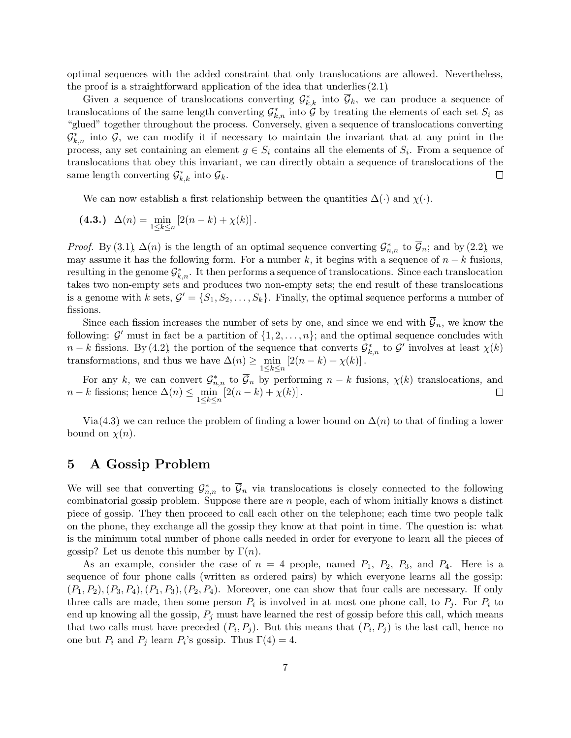optimal sequences with the added constraint that only translocations are allowed. Nevertheless, the proof is a straightforward application of the idea that underlies (2.1).

Given a sequence of translocations converting $\mathcal{G}^*_{k,k}$ into $\overline{\mathcal{G}}_k$, we can produce a sequence of translocations of the same length converting $\mathcal{G}^*_{k,n}$ into $\mathcal{G}$ by treating the elements of each set $S_i$ as "glued" together throughout the process. Conversely, given a sequence of translocations converting $\mathcal{G}^*_{k,n}$ into $\mathcal{G}$, we can modify it if necessary to maintain the invariant that at any point in the process, any set containing an element $g \in S_i$ contains all the elements of $S_i$. From a sequence of translocations that obey this invariant, we can directly obtain a sequence of translocations of the same length converting $\mathcal{G}^*_{k,k}$ into $\overline{\mathcal{G}}_k$. □

We can now establish a first relationship between the quantities $\Delta(\cdot)$ and $\chi(\cdot)$.

**(4.3.)** $\Delta(n) = \min_{1 \le k \le n} \left[2(n-k) + \chi(k)\right]$.

*Proof.* By (3.1), $\Delta(n)$ is the length of an optimal sequence converting $\mathcal{G}^*_{n,n}$ to $\overline{\mathcal{G}}_n$; and by (2.2), we may assume it has the following form. For a number $k$, it begins with a sequence of $n-k$ fusions, resulting in the genome $\mathcal{G}^*_{k,n}$. It then performs a sequence of translocations. Since each translocation takes two non-empty sets and produces two non-empty sets; the end result of these translocations is a genome with $k$ sets, $\mathcal{G}' = \{S_1, S_2, \ldots, S_k\}$. Finally, the optimal sequence performs a number of fissions.

Since each fission increases the number of sets by one, and since we end with $\overline{\mathcal{G}}_n$, we know the following: $\mathcal{G}'$ must in fact be a partition of $\{1, 2, \ldots, n\}$; and the optimal sequence concludes with $n-k$ fissions. By (4.2), the portion of the sequence that converts $\mathcal{G}^*_{k,n}$ to $\mathcal{G}'$ involves at least $\chi(k)$ transformations, and thus we have $\Delta(n) \ge \min_{1 \le k \le n} \left[2(n-k) + \chi(k)\right]$.

For any $k$, we can convert $\mathcal{G}^*_{n,n}$ to $\overline{\mathcal{G}}_n$ by performing $n-k$ fusions, $\chi(k)$ translocations, and $n-k$ fissions; hence $\Delta(n) \le \min_{1 \le k \le n} \left[2(n-k) + \chi(k)\right]$. □

Via (4.3), we can reduce the problem of finding a lower bound on $\Delta(n)$ to that of finding a lower bound on $\chi(n)$.

## 5 A Gossip Problem

We will see that converting $\mathcal{G}^*_{n,n}$ to $\overline{\mathcal{G}}_n$ via translocations is closely connected to the following combinatorial gossip problem. Suppose there are $n$ people, each of whom initially knows a distinct piece of gossip. They then proceed to call each other on the telephone; each time two people talk on the phone, they exchange all the gossip they know at that point in time. The question is: what is the minimum total number of phone calls needed in order for everyone to learn all the pieces of gossip? Let us denote this number by $\Gamma(n)$.

As an example, consider the case of $n = 4$ people, named $P_1$, $P_2$, $P_3$, and $P_4$. Here is a sequence of four phone calls (written as ordered pairs) by which everyone learns all the gossip: $(P_1, P_2), (P_3, P_4), (P_1, P_3), (P_2, P_4)$. Moreover, one can show that four calls are necessary. If only three calls are made, then some person $P_i$ is involved in at most one phone call, to $P_j$. For $P_i$ to end up knowing all the gossip, $P_j$ must have learned the rest of gossip before this call, which means that two calls must have preceded $(P_i, P_j)$. But this means that $(P_i, P_j)$ is the last call, hence no one but $P_i$ and $P_j$ learn $P_i$'s gossip. Thus $\Gamma(4) = 4$.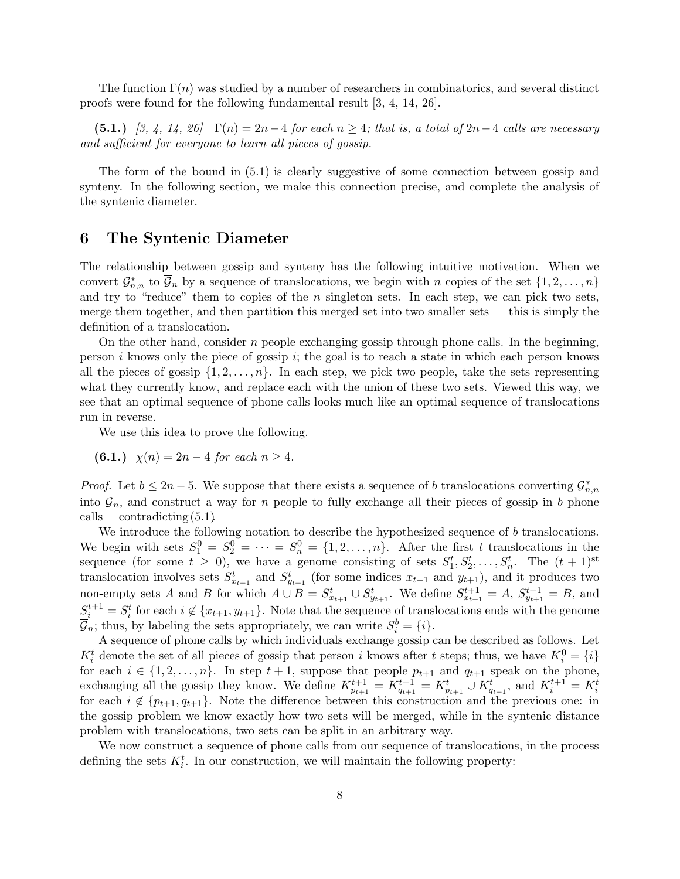The function $\Gamma(n)$ was studied by a number of researchers in combinatorics, and several distinct proofs were found for the following fundamental result [3, 4, 14, 26].

**(5.1.)** *[3, 4, 14, 26] $\Gamma(n) = 2n-4$ for each $n \geq 4$; that is, a total of $2n-4$ calls are necessary and sufficient for everyone to learn all pieces of gossip.*

The form of the bound in (5.1) is clearly suggestive of some connection between gossip and synteny. In the following section, we make this connection precise, and complete the analysis of the syntenic diameter.

## 6 The Syntenic Diameter

The relationship between gossip and synteny has the following intuitive motivation. When we convert $\mathcal{G}^*_{n,n}$ to $\overline{\mathcal{G}}_n$ by a sequence of translocations, we begin with $n$ copies of the set $\{1, 2, \ldots, n\}$ and try to "reduce" them to copies of the $n$ singleton sets. In each step, we can pick two sets, merge them together, and then partition this merged set into two smaller sets — this is simply the definition of a translocation.

On the other hand, consider $n$ people exchanging gossip through phone calls. In the beginning, person $i$ knows only the piece of gossip $i$; the goal is to reach a state in which each person knows all the pieces of gossip $\{1, 2, \ldots, n\}$. In each step, we pick two people, take the sets representing what they currently know, and replace each with the union of these two sets. Viewed this way, we see that an optimal sequence of phone calls looks much like an optimal sequence of translocations run in reverse.

We use this idea to prove the following.

**(6.1.)** *$\chi(n) = 2n-4$ for each $n \geq 4$.*

*Proof.* Let $b \leq 2n-5$. We suppose that there exists a sequence of $b$ translocations converting $\mathcal{G}^*_{n,n}$ into $\overline{\mathcal{G}}_n$, and construct a way for $n$ people to fully exchange all their pieces of gossip in $b$ phone calls— contradicting (5.1).

We introduce the following notation to describe the hypothesized sequence of $b$ translocations. We begin with sets $S^0_1 = S^0_2 = \cdots = S^0_n = \{1, 2, \ldots, n\}$. After the first $t$ translocations in the sequence (for some $t \geq 0$), we have a genome consisting of sets $S^t_1, S^t_2, \ldots, S^t_n$. The $(t+1)^{\text{st}}$ translocation involves sets $S^t_{x_{t+1}}$ and $S^t_{y_{t+1}}$ (for some indices $x_{t+1}$ and $y_{t+1}$), and it produces two non-empty sets $A$ and $B$ for which $A \cup B = S^t_{x_{t+1}} \cup S^t_{y_{t+1}}$. We define $S^{t+1}_{x_{t+1}} = A$, $S^{t+1}_{y_{t+1}} = B$, and $S^{t+1}_i = S^t_i$ for each $i \notin \{x_{t+1}, y_{t+1}\}$. Note that the sequence of translocations ends with the genome $\overline{\mathcal{G}}_n$; thus, by labeling the sets appropriately, we can write $S^b_i = \{i\}$.

A sequence of phone calls by which individuals exchange gossip can be described as follows. Let $K^t_i$ denote the set of all pieces of gossip that person $i$ knows after $t$ steps; thus, we have $K^0_i = \{i\}$ for each $i \in \{1, 2, \ldots, n\}$. In step $t+1$, suppose that people $p_{t+1}$ and $q_{t+1}$ speak on the phone, exchanging all the gossip they know. We define $K^{t+1}_{p_{t+1}} = K^{t+1}_{q_{t+1}} = K^t_{p_{t+1}} \cup K^t_{q_{t+1}}$, and $K^{t+1}_i = K^t_i$ for each $i \notin \{p_{t+1}, q_{t+1}\}$. Note the difference between this construction and the previous one: in the gossip problem we know exactly how two sets will be merged, while in the syntenic distance problem with translocations, two sets can be split in an arbitrary way.

We now construct a sequence of phone calls from our sequence of translocations, in the process defining the sets $K^t_i$. In our construction, we will maintain the following property: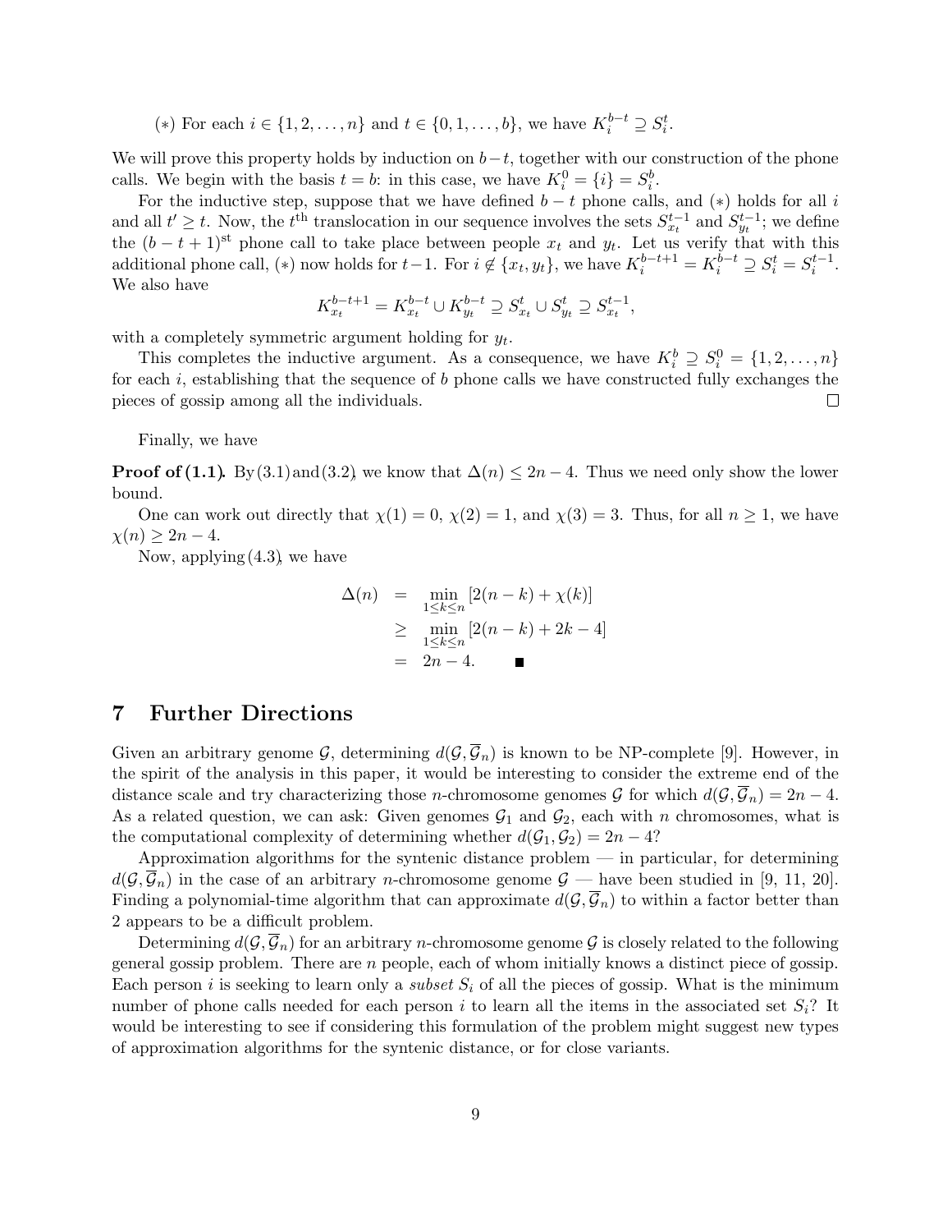(∗) For each $i \in \{1, 2, \ldots, n\}$ and $t \in \{0, 1, \ldots, b\}$, we have $K_i^{b-t} \supseteq S_i^t$.

We will prove this property holds by induction on $b-t$, together with our construction of the phone calls. We begin with the basis $t = b$: in this case, we have $K_i^0 = \{i\} = S_i^b$.

For the inductive step, suppose that we have defined $b - t$ phone calls, and (∗) holds for all $i$ and all $t' \geq t$. Now, the $t^{\text{th}}$ translocation in our sequence involves the sets $S_{x_t}^{t-1}$ and $S_{y_t}^{t-1}$; we define the $(b - t + 1)^{\text{st}}$ phone call to take place between people $x_t$ and $y_t$. Let us verify that with this additional phone call, (∗) now holds for $t-1$. For $i \notin \{x_t, y_t\}$, we have $K_i^{b-t+1} = K_i^{b-t} \supseteq S_i^t = S_i^{t-1}$. We also have

$$K_{x_t}^{b-t+1} = K_{x_t}^{b-t} \cup K_{y_t}^{b-t} \supseteq S_{x_t}^t \cup S_{y_t}^t \supseteq S_{x_t}^{t-1},$$

with a completely symmetric argument holding for $y_t$.

This completes the inductive argument. As a consequence, we have $K_i^b \supseteq S_i^0 = \{1, 2, \ldots, n\}$ for each $i$, establishing that the sequence of $b$ phone calls we have constructed fully exchanges the pieces of gossip among all the individuals. □

Finally, we have

**Proof of (1.1).** By (3.1) and (3.2), we know that $\Delta(n) \leq 2n - 4$. Thus we need only show the lower bound.

One can work out directly that $\chi(1) = 0$, $\chi(2) = 1$, and $\chi(3) = 3$. Thus, for all $n \geq 1$, we have $\chi(n) \geq 2n - 4$.

Now, applying (4.3), we have

$$\begin{aligned}
\Delta(n) &= \min_{1 \leq k \leq n} [2(n-k) + \chi(k)] \\
&\geq \min_{1 \leq k \leq n} [2(n-k) + 2k - 4] \\
&= 2n - 4. \quad \blacksquare
\end{aligned}$$

## 7 Further Directions

Given an arbitrary genome $\mathcal{G}$, determining $d(\mathcal{G}, \overline{\mathcal{G}}_n)$ is known to be NP-complete [9]. However, in the spirit of the analysis in this paper, it would be interesting to consider the extreme end of the distance scale and try characterizing those $n$-chromosome genomes $\mathcal{G}$ for which $d(\mathcal{G}, \overline{\mathcal{G}}_n) = 2n - 4$. As a related question, we can ask: Given genomes $\mathcal{G}_1$ and $\mathcal{G}_2$, each with $n$ chromosomes, what is the computational complexity of determining whether $d(\mathcal{G}_1, \mathcal{G}_2) = 2n - 4$?

Approximation algorithms for the syntenic distance problem — in particular, for determining $d(\mathcal{G}, \overline{\mathcal{G}}_n)$ in the case of an arbitrary $n$-chromosome genome $\mathcal{G}$ — have been studied in [9, 11, 20]. Finding a polynomial-time algorithm that can approximate $d(\mathcal{G}, \overline{\mathcal{G}}_n)$ to within a factor better than 2 appears to be a difficult problem.

Determining $d(\mathcal{G}, \overline{\mathcal{G}}_n)$ for an arbitrary $n$-chromosome genome $\mathcal{G}$ is closely related to the following general gossip problem. There are $n$ people, each of whom initially knows a distinct piece of gossip. Each person $i$ is seeking to learn only a *subset* $S_i$ of all the pieces of gossip. What is the minimum number of phone calls needed for each person $i$ to learn all the items in the associated set $S_i$? It would be interesting to see if considering this formulation of the problem might suggest new types of approximation algorithms for the syntenic distance, or for close variants.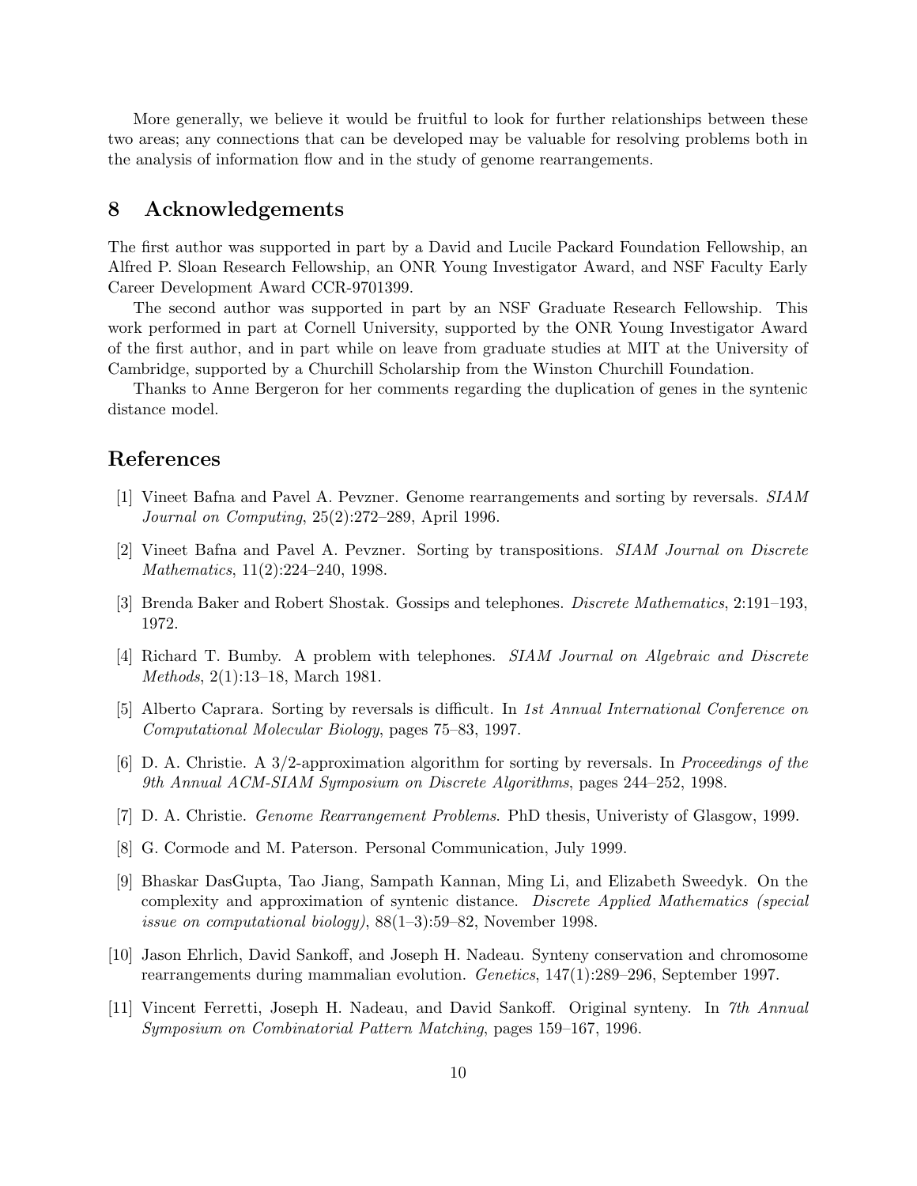More generally, we believe it would be fruitful to look for further relationships between these two areas; any connections that can be developed may be valuable for resolving problems both in the analysis of information flow and in the study of genome rearrangements.

## 8 Acknowledgements

The first author was supported in part by a David and Lucile Packard Foundation Fellowship, an Alfred P. Sloan Research Fellowship, an ONR Young Investigator Award, and NSF Faculty Early Career Development Award CCR-9701399.

The second author was supported in part by an NSF Graduate Research Fellowship. This work performed in part at Cornell University, supported by the ONR Young Investigator Award of the first author, and in part while on leave from graduate studies at MIT at the University of Cambridge, supported by a Churchill Scholarship from the Winston Churchill Foundation.

Thanks to Anne Bergeron for her comments regarding the duplication of genes in the syntenic distance model.

## References

[1] Vineet Bafna and Pavel A. Pevzner. Genome rearrangements and sorting by reversals. *SIAM Journal on Computing*, 25(2):272–289, April 1996.

[2] Vineet Bafna and Pavel A. Pevzner. Sorting by transpositions. *SIAM Journal on Discrete Mathematics*, 11(2):224–240, 1998.

[3] Brenda Baker and Robert Shostak. Gossips and telephones. *Discrete Mathematics*, 2:191–193, 1972.

[4] Richard T. Bumby. A problem with telephones. *SIAM Journal on Algebraic and Discrete Methods*, 2(1):13–18, March 1981.

[5] Alberto Caprara. Sorting by reversals is difficult. In *1st Annual International Conference on Computational Molecular Biology*, pages 75–83, 1997.

[6] D. A. Christie. A 3/2-approximation algorithm for sorting by reversals. In *Proceedings of the 9th Annual ACM-SIAM Symposium on Discrete Algorithms*, pages 244–252, 1998.

[7] D. A. Christie. *Genome Rearrangement Problems*. PhD thesis, Univeristy of Glasgow, 1999.

[8] G. Cormode and M. Paterson. Personal Communication, July 1999.

[9] Bhaskar DasGupta, Tao Jiang, Sampath Kannan, Ming Li, and Elizabeth Sweedyk. On the complexity and approximation of syntenic distance. *Discrete Applied Mathematics (special issue on computational biology)*, 88(1–3):59–82, November 1998.

[10] Jason Ehrlich, David Sankoff, and Joseph H. Nadeau. Synteny conservation and chromosome rearrangements during mammalian evolution. *Genetics*, 147(1):289–296, September 1997.

[11] Vincent Ferretti, Joseph H. Nadeau, and David Sankoff. Original synteny. In *7th Annual Symposium on Combinatorial Pattern Matching*, pages 159–167, 1996.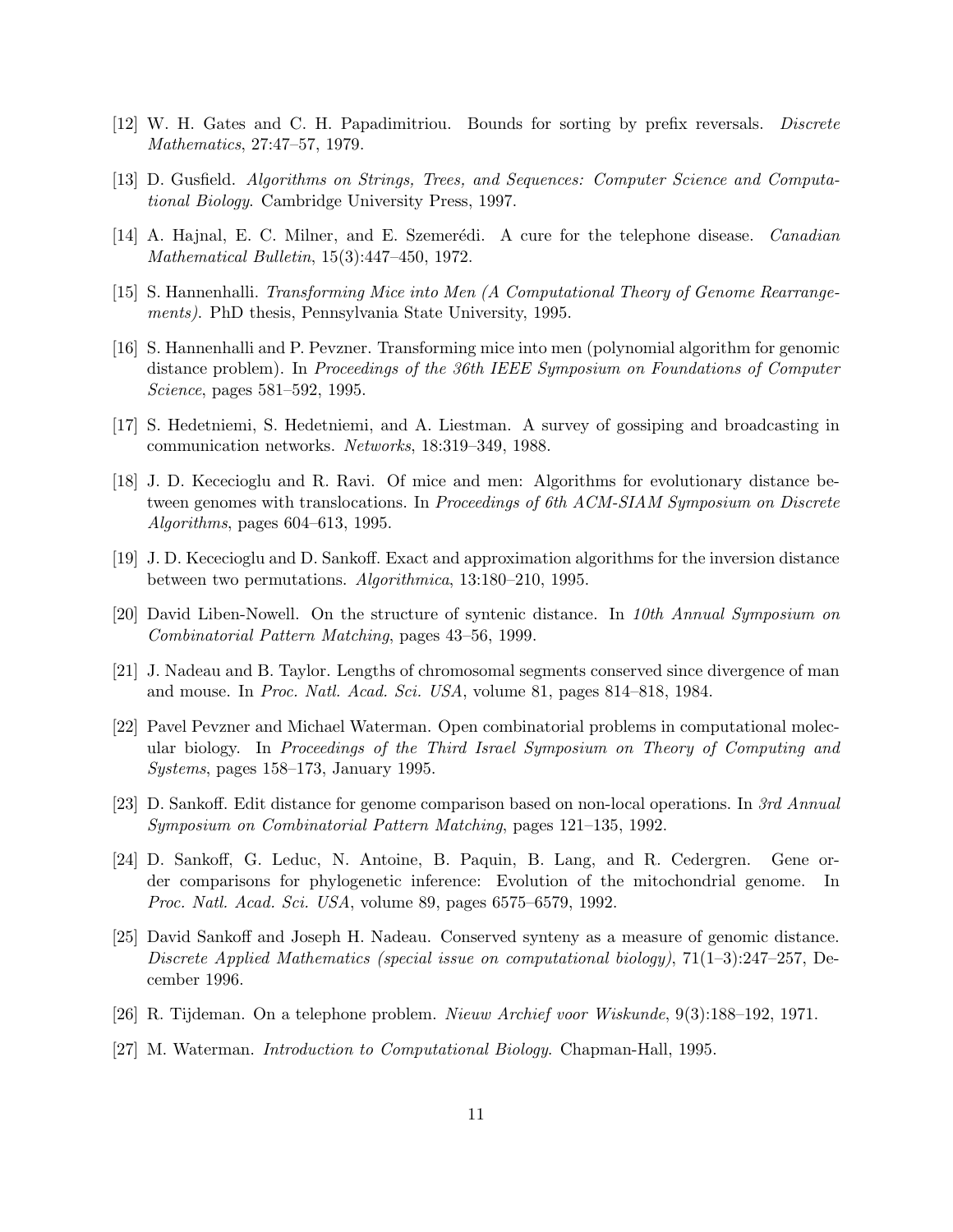[12] W. H. Gates and C. H. Papadimitriou. Bounds for sorting by prefix reversals. *Discrete Mathematics*, 27:47–57, 1979.

[13] D. Gusfield. *Algorithms on Strings, Trees, and Sequences: Computer Science and Computational Biology*. Cambridge University Press, 1997.

[14] A. Hajnal, E. C. Milner, and E. Szemerédi. A cure for the telephone disease. *Canadian Mathematical Bulletin*, 15(3):447–450, 1972.

[15] S. Hannenhalli. *Transforming Mice into Men (A Computational Theory of Genome Rearrangements)*. PhD thesis, Pennsylvania State University, 1995.

[16] S. Hannenhalli and P. Pevzner. Transforming mice into men (polynomial algorithm for genomic distance problem). In *Proceedings of the 36th IEEE Symposium on Foundations of Computer Science*, pages 581–592, 1995.

[17] S. Hedetniemi, S. Hedetniemi, and A. Liestman. A survey of gossiping and broadcasting in communication networks. *Networks*, 18:319–349, 1988.

[18] J. D. Kececioglu and R. Ravi. Of mice and men: Algorithms for evolutionary distance between genomes with translocations. In *Proceedings of 6th ACM-SIAM Symposium on Discrete Algorithms*, pages 604–613, 1995.

[19] J. D. Kececioglu and D. Sankoff. Exact and approximation algorithms for the inversion distance between two permutations. *Algorithmica*, 13:180–210, 1995.

[20] David Liben-Nowell. On the structure of syntenic distance. In *10th Annual Symposium on Combinatorial Pattern Matching*, pages 43–56, 1999.

[21] J. Nadeau and B. Taylor. Lengths of chromosomal segments conserved since divergence of man and mouse. In *Proc. Natl. Acad. Sci. USA*, volume 81, pages 814–818, 1984.

[22] Pavel Pevzner and Michael Waterman. Open combinatorial problems in computational molecular biology. In *Proceedings of the Third Israel Symposium on Theory of Computing and Systems*, pages 158–173, January 1995.

[23] D. Sankoff. Edit distance for genome comparison based on non-local operations. In *3rd Annual Symposium on Combinatorial Pattern Matching*, pages 121–135, 1992.

[24] D. Sankoff, G. Leduc, N. Antoine, B. Paquin, B. Lang, and R. Cedergren. Gene order comparisons for phylogenetic inference: Evolution of the mitochondrial genome. In *Proc. Natl. Acad. Sci. USA*, volume 89, pages 6575–6579, 1992.

[25] David Sankoff and Joseph H. Nadeau. Conserved synteny as a measure of genomic distance. *Discrete Applied Mathematics (special issue on computational biology)*, 71(1–3):247–257, December 1996.

[26] R. Tijdeman. On a telephone problem. *Nieuw Archief voor Wiskunde*, 9(3):188–192, 1971.

[27] M. Waterman. *Introduction to Computational Biology*. Chapman-Hall, 1995.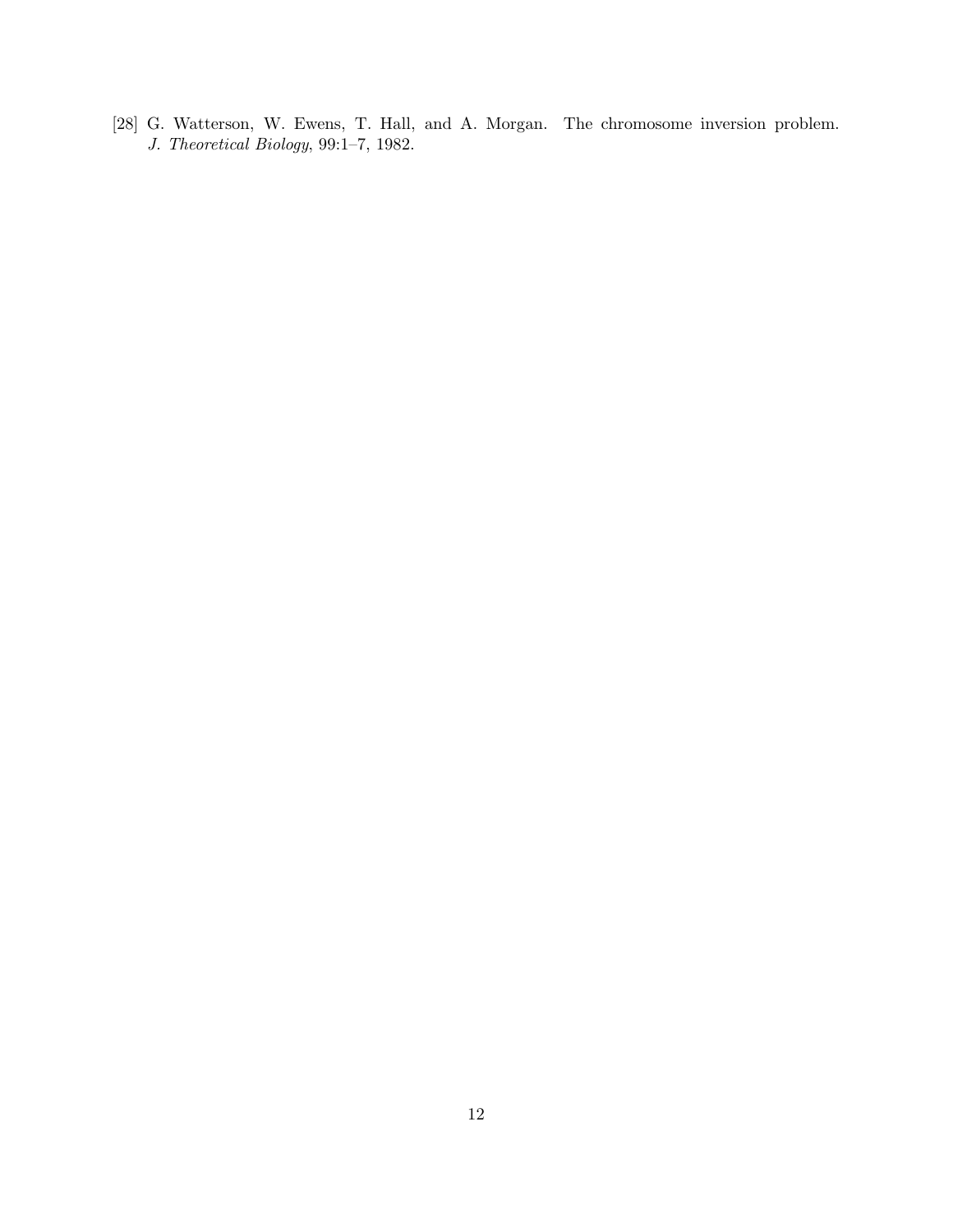[28] G. Watterson, W. Ewens, T. Hall, and A. Morgan. The chromosome inversion problem. *J. Theoretical Biology*, 99:1–7, 1982.